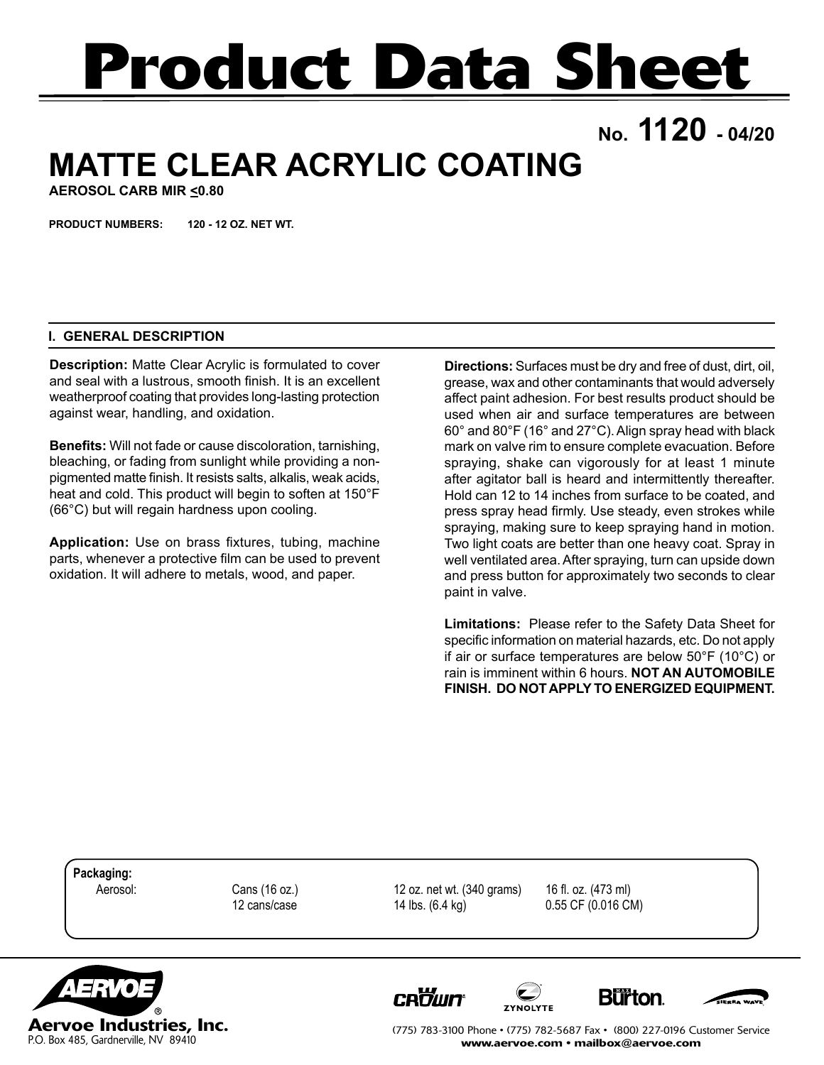# Product Data Sheet

**No. 1120 - 04/20**

# MATTE CLEAR ACRYLIC COATING

**AEROSOL CARB MIR ≤0.80**

**PRODUCT NUMBERS:** **120 - 12 OZ. NET WT.**

## I. GENERAL DESCRIPTION

**Description:** Matte Clear Acrylic is formulated to cover and seal with a lustrous, smooth finish. It is an excellent weatherproof coating that provides long-lasting protection against wear, handling, and oxidation.

**Benefits:** Will not fade or cause discoloration, tarnishing, bleaching, or fading from sunlight while providing a non-pigmented matte finish. It resists salts, alkalis, weak acids, heat and cold. This product will begin to soften at 150°F (66°C) but will regain hardness upon cooling.

**Application:** Use on brass fixtures, tubing, machine parts, whenever a protective film can be used to prevent oxidation. It will adhere to metals, wood, and paper.

**Directions:** Surfaces must be dry and free of dust, dirt, oil, grease, wax and other contaminants that would adversely affect paint adhesion. For best results product should be used when air and surface temperatures are between 60° and 80°F (16° and 27°C). Align spray head with black mark on valve rim to ensure complete evacuation. Before spraying, shake can vigorously for at least 1 minute after agitator ball is heard and intermittently thereafter. Hold can 12 to 14 inches from surface to be coated, and press spray head firmly. Use steady, even strokes while spraying, making sure to keep spraying hand in motion. Two light coats are better than one heavy coat. Spray in well ventilated area. After spraying, turn can upside down and press button for approximately two seconds to clear paint in valve.

**Limitations:** Please refer to the Safety Data Sheet for specific information on material hazards, etc. Do not apply if air or surface temperatures are below 50°F (10°C) or rain is imminent within 6 hours. **NOT AN AUTOMOBILE FINISH. DO NOT APPLY TO ENERGIZED EQUIPMENT.**

**Packaging:**

| | | | |
|---|---|---|---|
| Aerosol: | Cans (16 oz.) | 12 oz. net wt. (340 grams) | 16 fl. oz. (473 ml) |
| | 12 cans/case | 14 lbs. (6.4 kg) | 0.55 CF (0.016 CM) |

**Aervoe Industries, Inc.**
P.O. Box 485, Gardnerville, NV 89410

(775) 783-3100 Phone • (775) 782-5687 Fax • (800) 227-0196 Customer Service
**www.aervoe.com • mailbox@aervoe.com**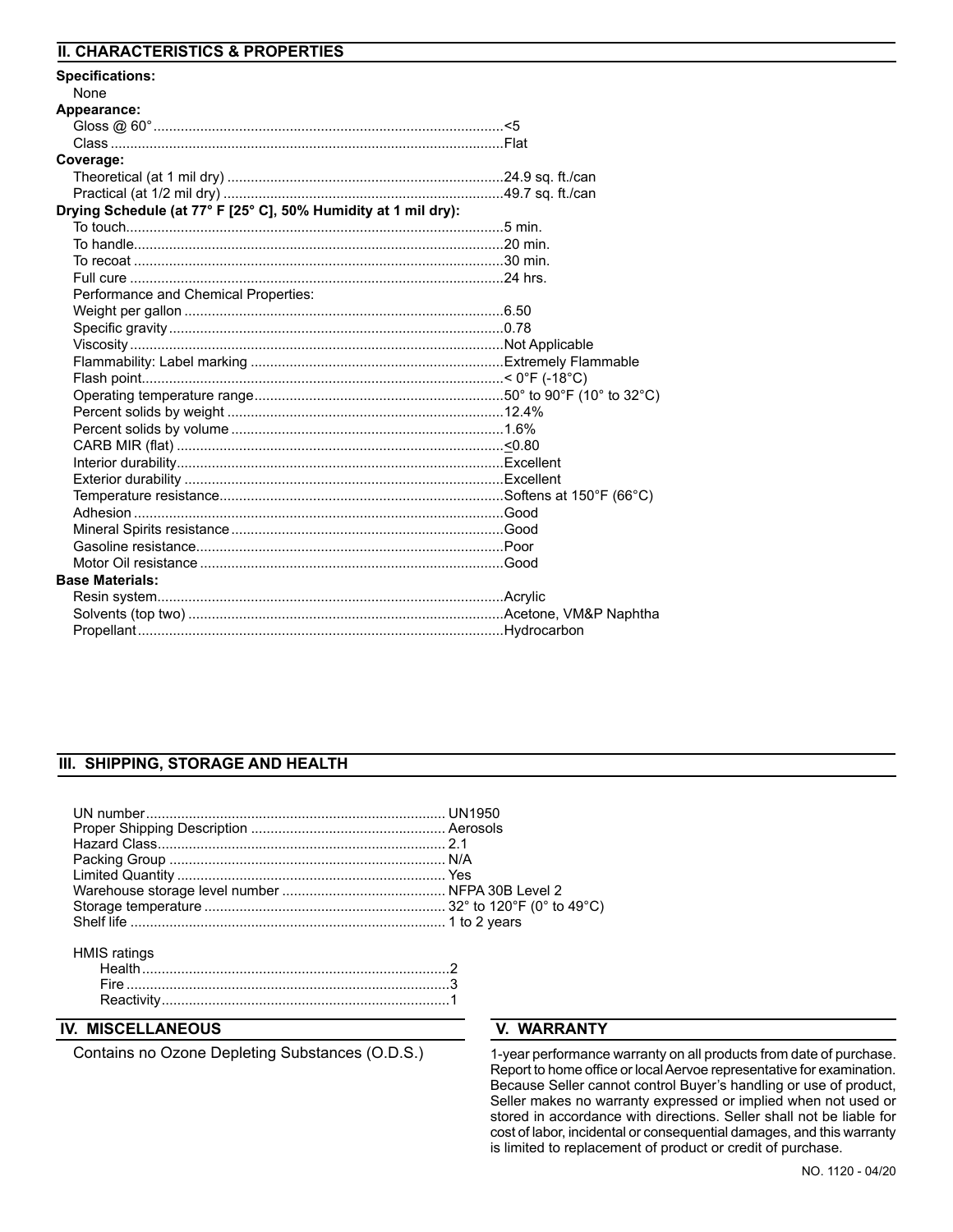## II. CHARACTERISTICS & PROPERTIES

**Specifications:**

None

**Appearance:**

| | |
|---|---|
| Gloss @ 60° | <5 |
| Class | Flat |

**Coverage:**

| | |
|---|---|
| Theoretical (at 1 mil dry) | 24.9 sq. ft./can |
| Practical (at 1/2 mil dry) | 49.7 sq. ft./can |

**Drying Schedule (at 77° F [25° C], 50% Humidity at 1 mil dry):**

| | |
|---|---|
| To touch | 5 min. |
| To handle | 20 min. |
| To recoat | 30 min. |
| Full cure | 24 hrs. |

Performance and Chemical Properties:

| | |
|---|---|
| Weight per gallon | 6.50 |
| Specific gravity | 0.78 |
| Viscosity | Not Applicable |
| Flammability: Label marking | Extremely Flammable |
| Flash point | < 0°F (-18°C) |
| Operating temperature range | 50° to 90°F (10° to 32°C) |
| Percent solids by weight | 12.4% |
| Percent solids by volume | 1.6% |
| CARB MIR (flat) | ≤0.80 |
| Interior durability | Excellent |
| Exterior durability | Excellent |
| Temperature resistance | Softens at 150°F (66°C) |
| Adhesion | Good |
| Mineral Spirits resistance | Good |
| Gasoline resistance | Poor |
| Motor Oil resistance | Good |

**Base Materials:**

| | |
|---|---|
| Resin system | Acrylic |
| Solvents (top two) | Acetone, VM&P Naphtha |
| Propellant | Hydrocarbon |

## III. SHIPPING, STORAGE AND HEALTH

| | |
|---|---|
| UN number | UN1950 |
| Proper Shipping Description | Aerosols |
| Hazard Class | 2.1 |
| Packing Group | N/A |
| Limited Quantity | Yes |
| Warehouse storage level number | NFPA 30B Level 2 |
| Storage temperature | 32° to 120°F (0° to 49°C) |
| Shelf life | 1 to 2 years |

HMIS ratings

| | |
|---|---|
| Health | 2 |
| Fire | 3 |
| Reactivity | 1 |

## IV. MISCELLANEOUS

Contains no Ozone Depleting Substances (O.D.S.)

## V. WARRANTY

1-year performance warranty on all products from date of purchase. Report to home office or local Aervoe representative for examination. Because Seller cannot control Buyer's handling or use of product, Seller makes no warranty expressed or implied when not used or stored in accordance with directions. Seller shall not be liable for cost of labor, incidental or consequential damages, and this warranty is limited to replacement of product or credit of purchase.

NO. 1120 - 04/20